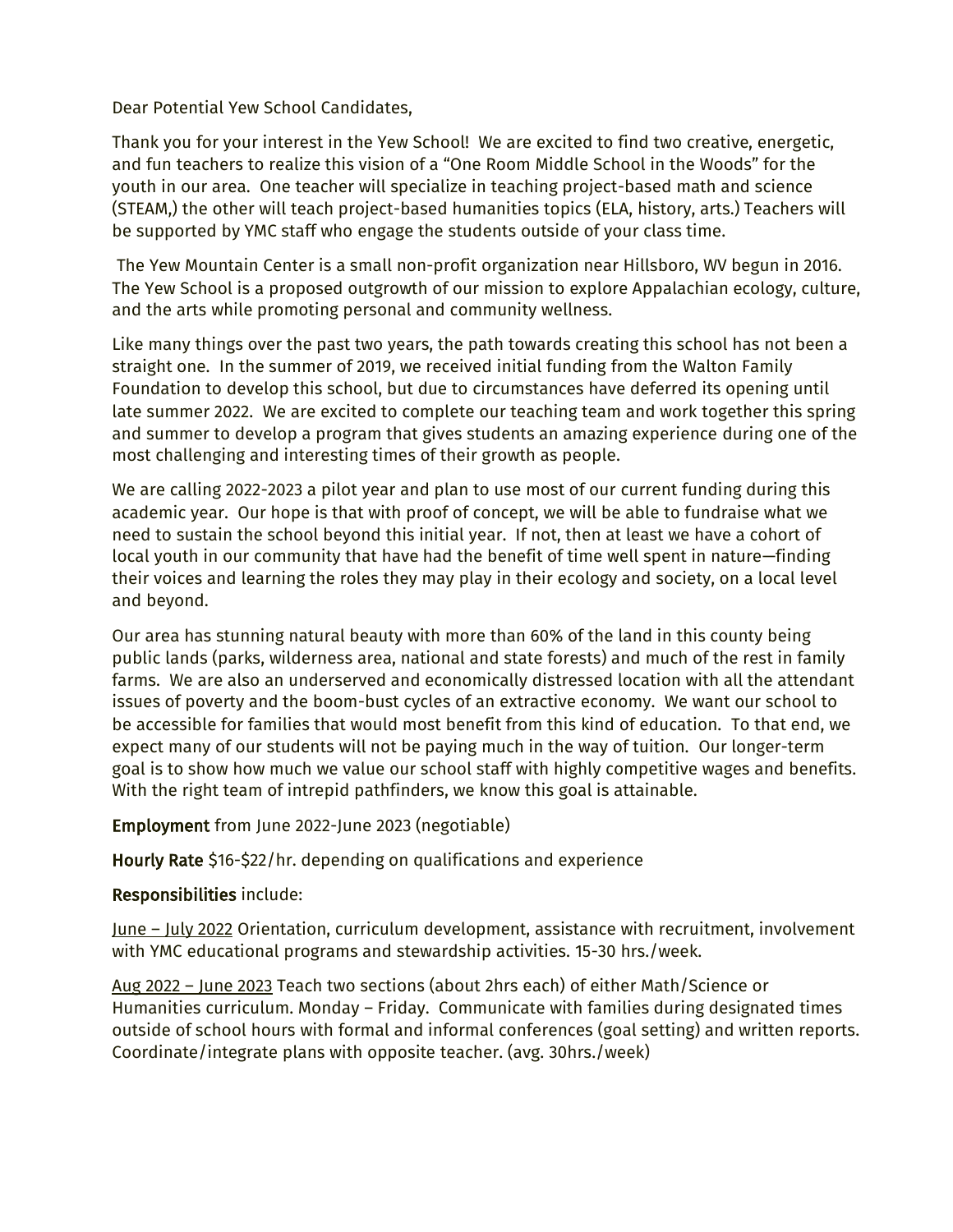Dear Potential Yew School Candidates,

Thank you for your interest in the Yew School! We are excited to find two creative, energetic, and fun teachers to realize this vision of a "One Room Middle School in the Woods" for the youth in our area. One teacher will specialize in teaching project-based math and science (STEAM,) the other will teach project-based humanities topics (ELA, history, arts.) Teachers will be supported by YMC staff who engage the students outside of your class time.

The Yew Mountain Center is a small non-profit organization near Hillsboro, WV begun in 2016. The Yew School is a proposed outgrowth of our mission to explore Appalachian ecology, culture, and the arts while promoting personal and community wellness.

Like many things over the past two years, the path towards creating this school has not been a straight one. In the summer of 2019, we received initial funding from the Walton Family Foundation to develop this school, but due to circumstances have deferred its opening until late summer 2022. We are excited to complete our teaching team and work together this spring and summer to develop a program that gives students an amazing experience during one of the most challenging and interesting times of their growth as people.

We are calling 2022-2023 a pilot year and plan to use most of our current funding during this academic year. Our hope is that with proof of concept, we will be able to fundraise what we need to sustain the school beyond this initial year. If not, then at least we have a cohort of local youth in our community that have had the benefit of time well spent in nature—finding their voices and learning the roles they may play in their ecology and society, on a local level and beyond.

Our area has stunning natural beauty with more than 60% of the land in this county being public lands (parks, wilderness area, national and state forests) and much of the rest in family farms. We are also an underserved and economically distressed location with all the attendant issues of poverty and the boom-bust cycles of an extractive economy. We want our school to be accessible for families that would most benefit from this kind of education. To that end, we expect many of our students will not be paying much in the way of tuition. Our longer-term goal is to show how much we value our school staff with highly competitive wages and benefits. With the right team of intrepid pathfinders, we know this goal is attainable.

**Employment** from June 2022-June 2023 (negotiable)

**Hourly Rate** $16-$22/hr. depending on qualifications and experience

**Responsibilities** include:

June – July 2022 Orientation, curriculum development, assistance with recruitment, involvement with YMC educational programs and stewardship activities. 15-30 hrs./week.

Aug 2022 – June 2023 Teach two sections (about 2hrs each) of either Math/Science or Humanities curriculum. Monday – Friday. Communicate with families during designated times outside of school hours with formal and informal conferences (goal setting) and written reports. Coordinate/integrate plans with opposite teacher. (avg. 30hrs./week)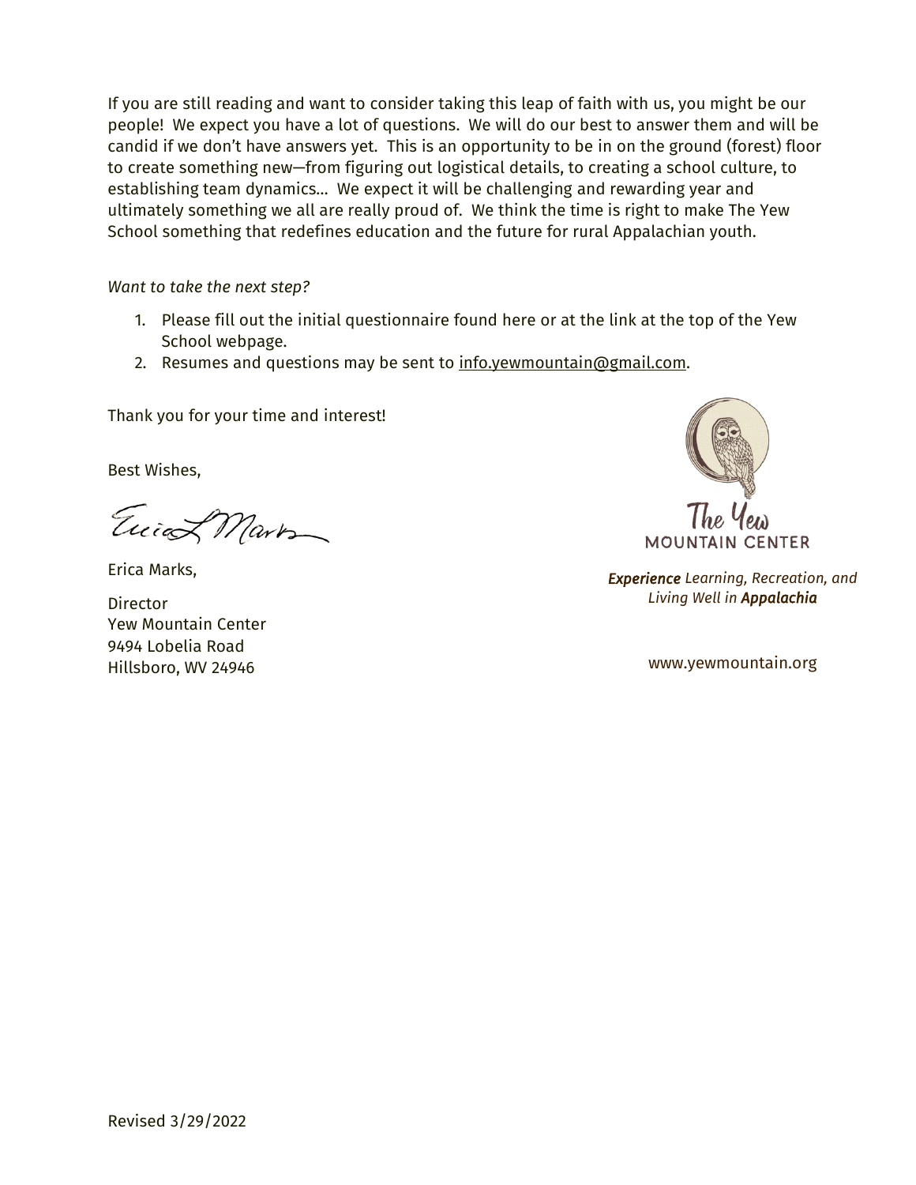If you are still reading and want to consider taking this leap of faith with us, you might be our people! We expect you have a lot of questions. We will do our best to answer them and will be candid if we don't have answers yet. This is an opportunity to be in on the ground (forest) floor to create something new—from figuring out logistical details, to creating a school culture, to establishing team dynamics… We expect it will be challenging and rewarding year and ultimately something we all are really proud of. We think the time is right to make The Yew School something that redefines education and the future for rural Appalachian youth.

*Want to take the next step?*

1. Please fill out the initial questionnaire found here or at the link at the top of the Yew School webpage.
2. Resumes and questions may be sent to info.yewmountain@gmail.com.

Thank you for your time and interest!

Best Wishes,

Erica Marks,

Director
Yew Mountain Center
9494 Lobelia Road
Hillsboro, WV 24946

The Yew MOUNTAIN CENTER

***Experience*** *Learning, Recreation, and Living Well in* ***Appalachia***

www.yewmountain.org

Revised 3/29/2022